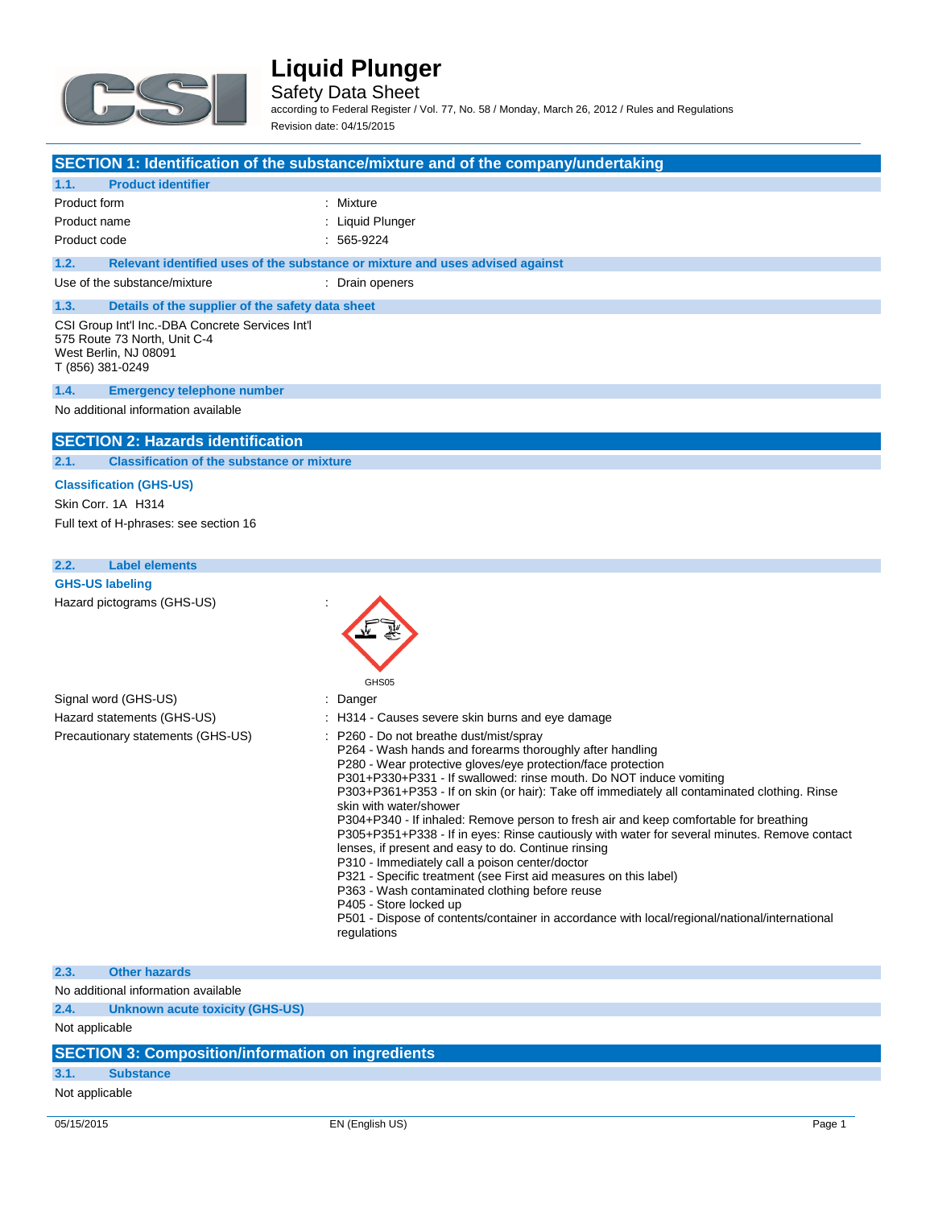# Liquid Plunger

Safety Data Sheet

according to Federal Register / Vol. 77, No. 58 / Monday, March 26, 2012 / Rules and Regulations

Revision date: 04/15/2015

## SECTION 1: Identification of the substance/mixture and of the company/undertaking

### 1.1. Product identifier

| | |
|---|---|
| Product form | : Mixture |
| Product name | : Liquid Plunger |
| Product code | : 565-9224 |

### 1.2. Relevant identified uses of the substance or mixture and uses advised against

| | |
|---|---|
| Use of the substance/mixture | : Drain openers |

### 1.3. Details of the supplier of the safety data sheet

CSI Group Int'l Inc.-DBA Concrete Services Int'l
575 Route 73 North, Unit C-4
West Berlin, NJ 08091
T (856) 381-0249

### 1.4. Emergency telephone number

No additional information available

## SECTION 2: Hazards identification

### 2.1. Classification of the substance or mixture

**Classification (GHS-US)**

Skin Corr. 1A H314

Full text of H-phrases: see section 16

### 2.2. Label elements

**GHS-US labeling**

Hazard pictograms (GHS-US) :

GHS05

Signal word (GHS-US) : Danger

Hazard statements (GHS-US) : H314 - Causes severe skin burns and eye damage

Precautionary statements (GHS-US) :
- P260 - Do not breathe dust/mist/spray
- P264 - Wash hands and forearms thoroughly after handling
- P280 - Wear protective gloves/eye protection/face protection
- P301+P330+P331 - If swallowed: rinse mouth. Do NOT induce vomiting
- P303+P361+P353 - If on skin (or hair): Take off immediately all contaminated clothing. Rinse skin with water/shower
- P304+P340 - If inhaled: Remove person to fresh air and keep comfortable for breathing
- P305+P351+P338 - If in eyes: Rinse cautiously with water for several minutes. Remove contact lenses, if present and easy to do. Continue rinsing
- P310 - Immediately call a poison center/doctor
- P321 - Specific treatment (see First aid measures on this label)
- P363 - Wash contaminated clothing before reuse
- P405 - Store locked up
- P501 - Dispose of contents/container in accordance with local/regional/national/international regulations

### 2.3. Other hazards

No additional information available

### 2.4. Unknown acute toxicity (GHS-US)

Not applicable

## SECTION 3: Composition/information on ingredients

### 3.1. Substance

Not applicable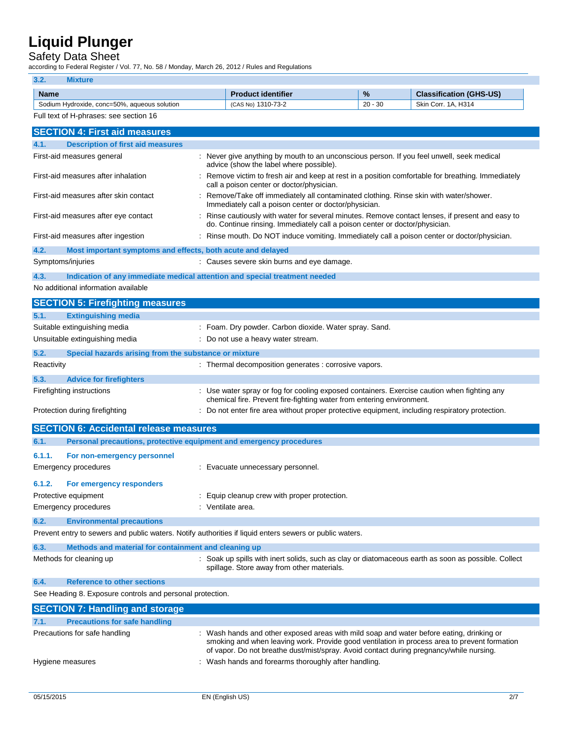### 3.2. Mixture

| Name | Product identifier | % | Classification (GHS-US) |
|---|---|---|---|
| Sodium Hydroxide, conc=50%, aqueous solution | (CAS No) 1310-73-2 | 20 - 30 | Skin Corr. 1A, H314 |

Full text of H-phrases: see section 16

## SECTION 4: First aid measures

### 4.1. Description of first aid measures

First-aid measures general : Never give anything by mouth to an unconscious person. If you feel unwell, seek medical advice (show the label where possible).

First-aid measures after inhalation : Remove victim to fresh air and keep at rest in a position comfortable for breathing. Immediately call a poison center or doctor/physician.

First-aid measures after skin contact : Remove/Take off immediately all contaminated clothing. Rinse skin with water/shower. Immediately call a poison center or doctor/physician.

First-aid measures after eye contact : Rinse cautiously with water for several minutes. Remove contact lenses, if present and easy to do. Continue rinsing. Immediately call a poison center or doctor/physician.

First-aid measures after ingestion : Rinse mouth. Do NOT induce vomiting. Immediately call a poison center or doctor/physician.

### 4.2. Most important symptoms and effects, both acute and delayed

Symptoms/injuries : Causes severe skin burns and eye damage.

### 4.3. Indication of any immediate medical attention and special treatment needed

No additional information available

## SECTION 5: Firefighting measures

### 5.1. Extinguishing media

Suitable extinguishing media : Foam. Dry powder. Carbon dioxide. Water spray. Sand.

Unsuitable extinguishing media : Do not use a heavy water stream.

### 5.2. Special hazards arising from the substance or mixture

Reactivity : Thermal decomposition generates : corrosive vapors.

### 5.3. Advice for firefighters

Firefighting instructions : Use water spray or fog for cooling exposed containers. Exercise caution when fighting any chemical fire. Prevent fire-fighting water from entering environment.

Protection during firefighting : Do not enter fire area without proper protective equipment, including respiratory protection.

## SECTION 6: Accidental release measures

### 6.1. Personal precautions, protective equipment and emergency procedures

#### 6.1.1. For non-emergency personnel

Emergency procedures : Evacuate unnecessary personnel.

#### 6.1.2. For emergency responders

Protective equipment : Equip cleanup crew with proper protection.

Emergency procedures : Ventilate area.

### 6.2. Environmental precautions

Prevent entry to sewers and public waters. Notify authorities if liquid enters sewers or public waters.

### 6.3. Methods and material for containment and cleaning up

Methods for cleaning up : Soak up spills with inert solids, such as clay or diatomaceous earth as soon as possible. Collect spillage. Store away from other materials.

### 6.4. Reference to other sections

See Heading 8. Exposure controls and personal protection.

## SECTION 7: Handling and storage

### 7.1. Precautions for safe handling

Precautions for safe handling : Wash hands and other exposed areas with mild soap and water before eating, drinking or smoking and when leaving work. Provide good ventilation in process area to prevent formation of vapor. Do not breathe dust/mist/spray. Avoid contact during pregnancy/while nursing.

Hygiene measures : Wash hands and forearms thoroughly after handling.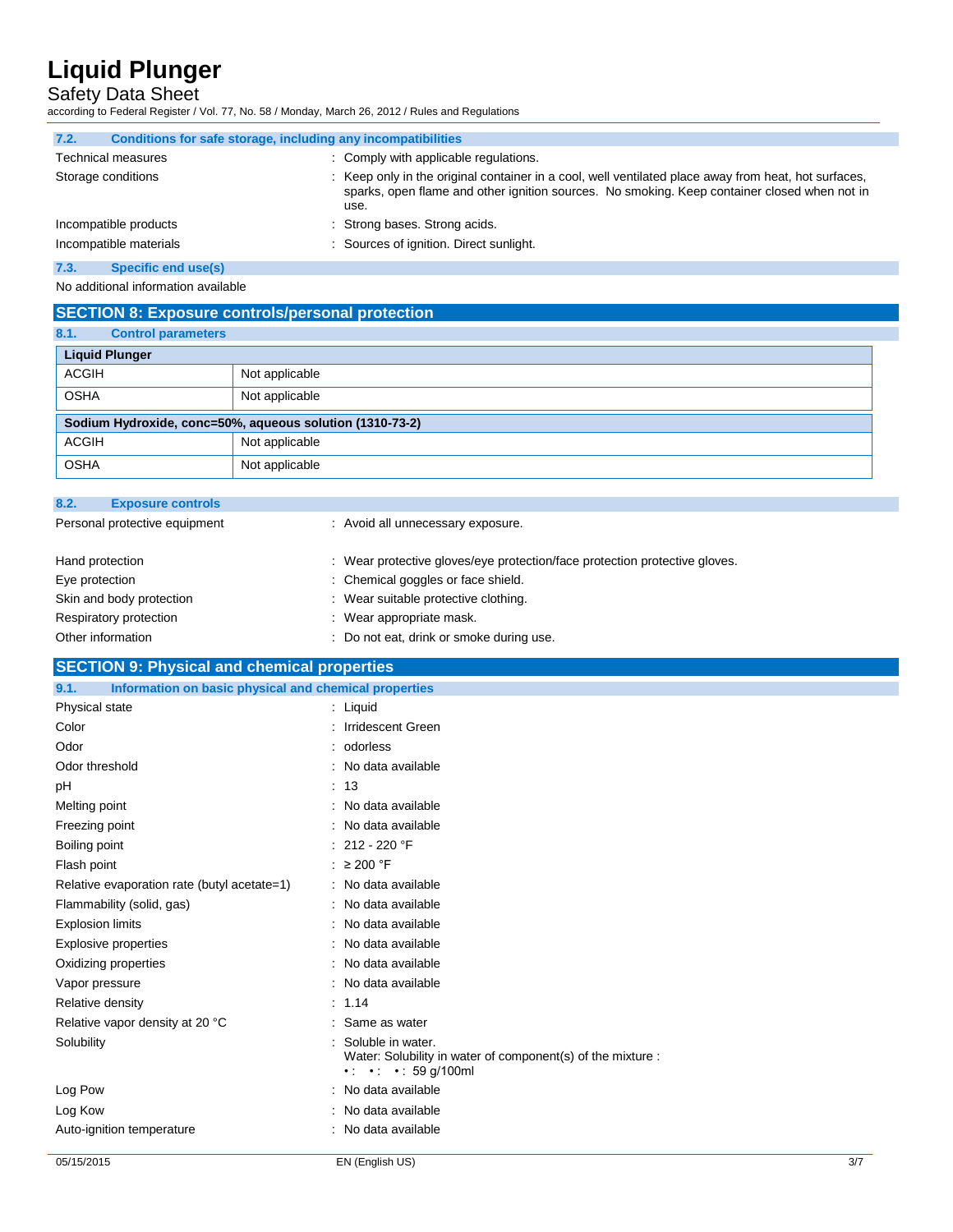### 7.2. Conditions for safe storage, including any incompatibilities

Technical measures : Comply with applicable regulations.

Storage conditions : Keep only in the original container in a cool, well ventilated place away from heat, hot surfaces, sparks, open flame and other ignition sources. No smoking. Keep container closed when not in use.

Incompatible products : Strong bases. Strong acids.

Incompatible materials : Sources of ignition. Direct sunlight.

### 7.3. Specific end use(s)

No additional information available

## SECTION 8: Exposure controls/personal protection

### 8.1. Control parameters

| Liquid Plunger | |
|---|---|
| ACGIH | Not applicable |
| OSHA | Not applicable |

| Sodium Hydroxide, conc=50%, aqueous solution (1310-73-2) | |
|---|---|
| ACGIH | Not applicable |
| OSHA | Not applicable |

### 8.2. Exposure controls

Personal protective equipment : Avoid all unnecessary exposure.

Hand protection : Wear protective gloves/eye protection/face protection protective gloves.

Eye protection : Chemical goggles or face shield.

Skin and body protection : Wear suitable protective clothing.

Respiratory protection : Wear appropriate mask.

Other information : Do not eat, drink or smoke during use.

## SECTION 9: Physical and chemical properties

### 9.1. Information on basic physical and chemical properties

Physical state : Liquid

Color : Irridescent Green

Odor : odorless

Odor threshold : No data available

pH : 13

Melting point : No data available

Freezing point : No data available

Boiling point : 212 - 220 °F

Flash point : ≥ 200 °F

Relative evaporation rate (butyl acetate=1) : No data available

Flammability (solid, gas) : No data available

Explosion limits : No data available

Explosive properties : No data available

Oxidizing properties : No data available

Vapor pressure : No data available

Relative density : 1.14

Relative vapor density at 20 °C : Same as water

Solubility : Soluble in water.
Water: Solubility in water of component(s) of the mixture :
• : • : • : 59 g/100ml

Log Pow : No data available

Log Kow : No data available

Auto-ignition temperature : No data available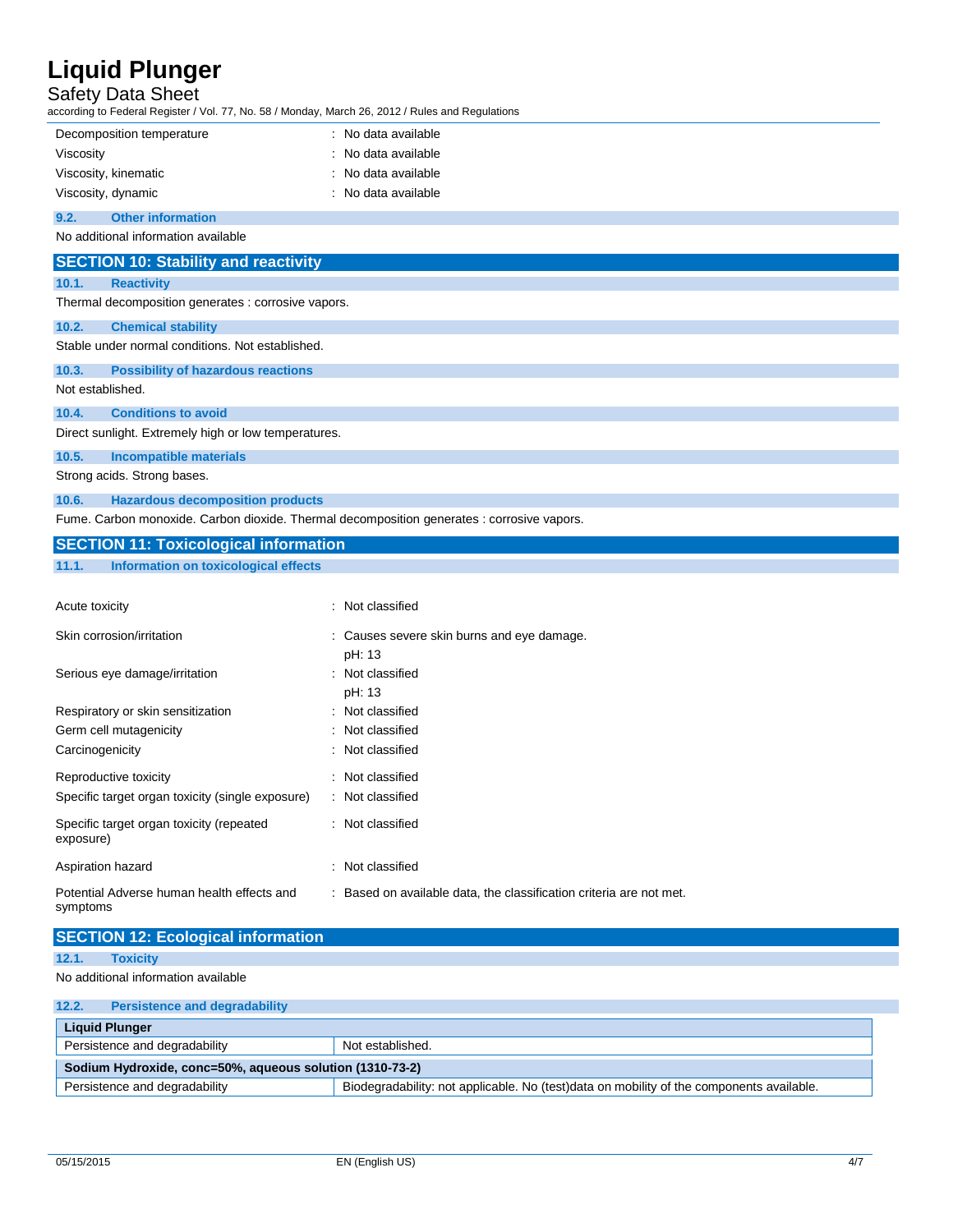| | |
|---|---|
| Decomposition temperature | : No data available |
| Viscosity | : No data available |
| Viscosity, kinematic | : No data available |
| Viscosity, dynamic | : No data available |

### 9.2. Other information

No additional information available

## SECTION 10: Stability and reactivity

### 10.1. Reactivity

Thermal decomposition generates : corrosive vapors.

### 10.2. Chemical stability

Stable under normal conditions. Not established.

### 10.3. Possibility of hazardous reactions

Not established.

### 10.4. Conditions to avoid

Direct sunlight. Extremely high or low temperatures.

### 10.5. Incompatible materials

Strong acids. Strong bases.

### 10.6. Hazardous decomposition products

Fume. Carbon monoxide. Carbon dioxide. Thermal decomposition generates : corrosive vapors.

## SECTION 11: Toxicological information

### 11.1. Information on toxicological effects

| | |
|---|---|
| Acute toxicity | : Not classified |
| Skin corrosion/irritation | : Causes severe skin burns and eye damage.<br>pH: 13 |
| Serious eye damage/irritation | : Not classified<br>pH: 13 |
| Respiratory or skin sensitization | : Not classified |
| Germ cell mutagenicity | : Not classified |
| Carcinogenicity | : Not classified |
| Reproductive toxicity | : Not classified |
| Specific target organ toxicity (single exposure) | : Not classified |
| Specific target organ toxicity (repeated exposure) | : Not classified |
| Aspiration hazard | : Not classified |
| Potential Adverse human health effects and symptoms | : Based on available data, the classification criteria are not met. |

## SECTION 12: Ecological information

### 12.1. Toxicity

No additional information available

### 12.2. Persistence and degradability

| **Liquid Plunger** | |
|---|---|
| Persistence and degradability | Not established. |
| **Sodium Hydroxide, conc=50%, aqueous solution (1310-73-2)** | |
| Persistence and degradability | Biodegradability: not applicable. No (test)data on mobility of the components available. |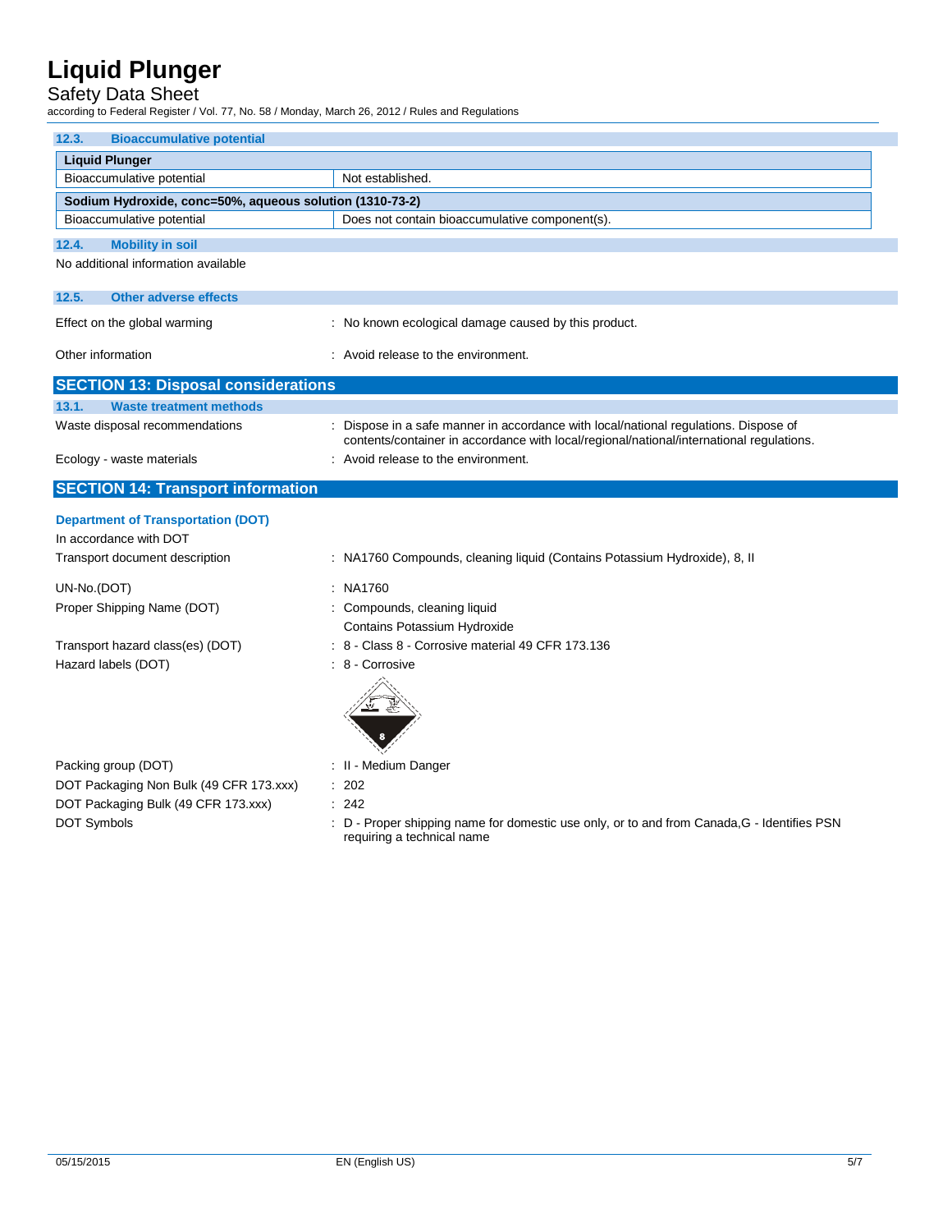### 12.3. Bioaccumulative potential

| Liquid Plunger | |
|---|---|
| Bioaccumulative potential | Not established. |

| Sodium Hydroxide, conc=50%, aqueous solution (1310-73-2) | |
|---|---|
| Bioaccumulative potential | Does not contain bioaccumulative component(s). |

### 12.4. Mobility in soil

No additional information available

### 12.5. Other adverse effects

Effect on the global warming : No known ecological damage caused by this product.

Other information : Avoid release to the environment.

## SECTION 13: Disposal considerations

### 13.1. Waste treatment methods

Waste disposal recommendations : Dispose in a safe manner in accordance with local/national regulations. Dispose of contents/container in accordance with local/regional/national/international regulations.

Ecology - waste materials : Avoid release to the environment.

## SECTION 14: Transport information

**Department of Transportation (DOT)**

In accordance with DOT

Transport document description : NA1760 Compounds, cleaning liquid (Contains Potassium Hydroxide), 8, II

UN-No.(DOT) : NA1760

Proper Shipping Name (DOT) : Compounds, cleaning liquid
Contains Potassium Hydroxide

Transport hazard class(es) (DOT) : 8 - Class 8 - Corrosive material 49 CFR 173.136

Hazard labels (DOT) : 8 - Corrosive

Packing group (DOT) : II - Medium Danger

DOT Packaging Non Bulk (49 CFR 173.xxx) : 202

DOT Packaging Bulk (49 CFR 173.xxx) : 242

DOT Symbols : D - Proper shipping name for domestic use only, or to and from Canada,G - Identifies PSN requiring a technical name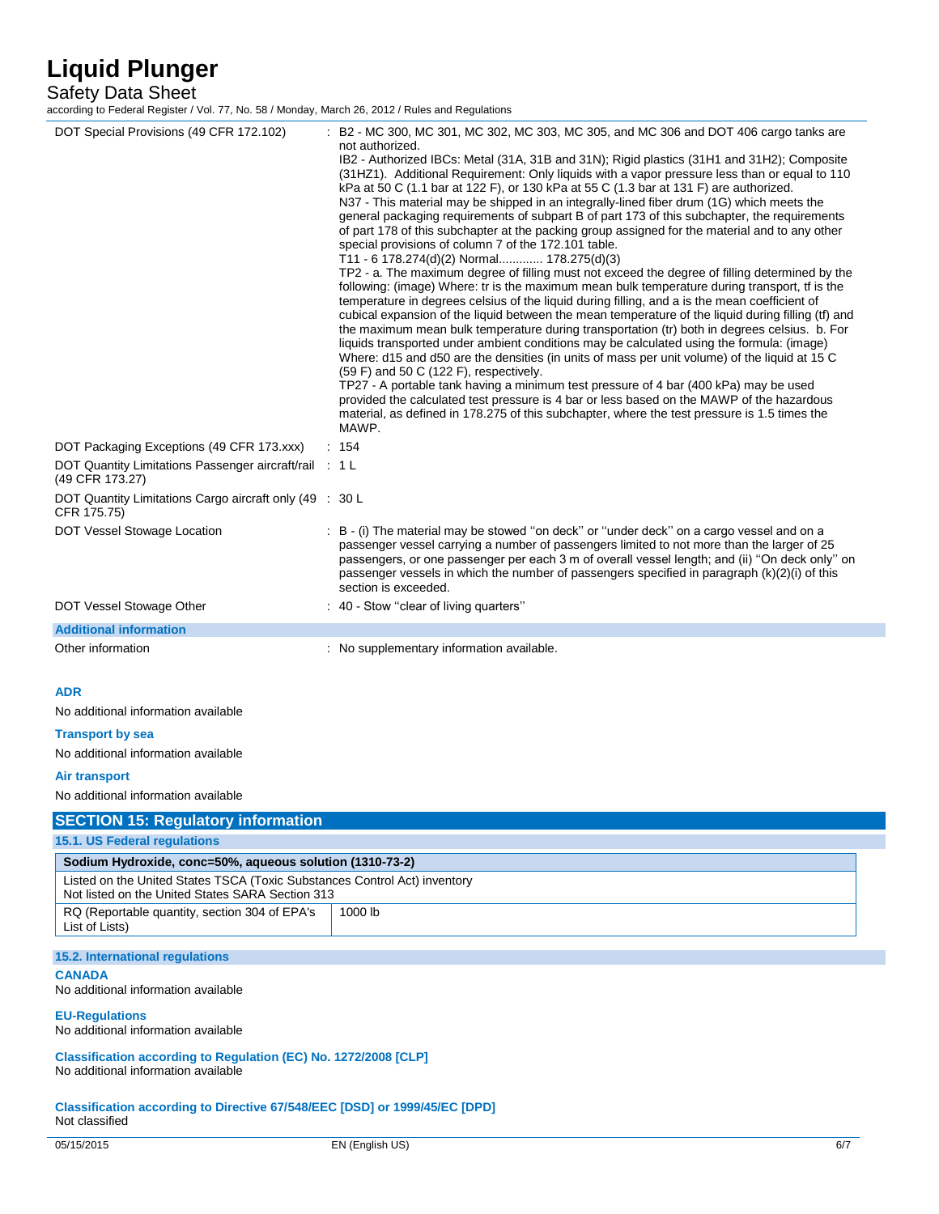| | |
|---|---|
| DOT Special Provisions (49 CFR 172.102) | : B2 - MC 300, MC 301, MC 302, MC 303, MC 305, and MC 306 and DOT 406 cargo tanks are not authorized.<br>IB2 - Authorized IBCs: Metal (31A, 31B and 31N); Rigid plastics (31H1 and 31H2); Composite (31HZ1). Additional Requirement: Only liquids with a vapor pressure less than or equal to 110 kPa at 50 C (1.1 bar at 122 F), or 130 kPa at 55 C (1.3 bar at 131 F) are authorized.<br>N37 - This material may be shipped in an integrally-lined fiber drum (1G) which meets the general packaging requirements of subpart B of part 173 of this subchapter, the requirements of part 178 of this subchapter at the packing group assigned for the material and to any other special provisions of column 7 of the 172.101 table.<br>T11 - 6 178.274(d)(2) Normal............. 178.275(d)(3)<br>TP2 - a. The maximum degree of filling must not exceed the degree of filling determined by the following: (image) Where: tr is the maximum mean bulk temperature during transport, tf is the temperature in degrees celsius of the liquid during filling, and a is the mean coefficient of cubical expansion of the liquid between the mean temperature of the liquid during filling (tf) and the maximum mean bulk temperature during transportation (tr) both in degrees celsius. b. For liquids transported under ambient conditions may be calculated using the formula: (image) Where: d15 and d50 are the densities (in units of mass per unit volume) of the liquid at 15 C (59 F) and 50 C (122 F), respectively.<br>TP27 - A portable tank having a minimum test pressure of 4 bar (400 kPa) may be used provided the calculated test pressure is 4 bar or less based on the MAWP of the hazardous material, as defined in 178.275 of this subchapter, where the test pressure is 1.5 times the MAWP. |
| DOT Packaging Exceptions (49 CFR 173.xxx) | : 154 |
| DOT Quantity Limitations Passenger aircraft/rail (49 CFR 173.27) | : 1 L |
| DOT Quantity Limitations Cargo aircraft only (49 CFR 175.75) | : 30 L |
| DOT Vessel Stowage Location | : B - (i) The material may be stowed ''on deck'' or ''under deck'' on a cargo vessel and on a passenger vessel carrying a number of passengers limited to not more than the larger of 25 passengers, or one passenger per each 3 m of overall vessel length; and (ii) ''On deck only'' on passenger vessels in which the number of passengers specified in paragraph (k)(2)(i) of this section is exceeded. |
| DOT Vessel Stowage Other | : 40 - Stow ''clear of living quarters'' |

**Additional information**

| | |
|---|---|
| Other information | : No supplementary information available. |

**ADR**

No additional information available

**Transport by sea**

No additional information available

**Air transport**

No additional information available

## SECTION 15: Regulatory information

### 15.1. US Federal regulations

| Sodium Hydroxide, conc=50%, aqueous solution (1310-73-2) | |
|---|---|
| Listed on the United States TSCA (Toxic Substances Control Act) inventory<br>Not listed on the United States SARA Section 313 | |
| RQ (Reportable quantity, section 304 of EPA's List of Lists) | 1000 lb |

### 15.2. International regulations

**CANADA**

No additional information available

**EU-Regulations**

No additional information available

**Classification according to Regulation (EC) No. 1272/2008 [CLP]**

No additional information available

**Classification according to Directive 67/548/EEC [DSD] or 1999/45/EC [DPD]**

Not classified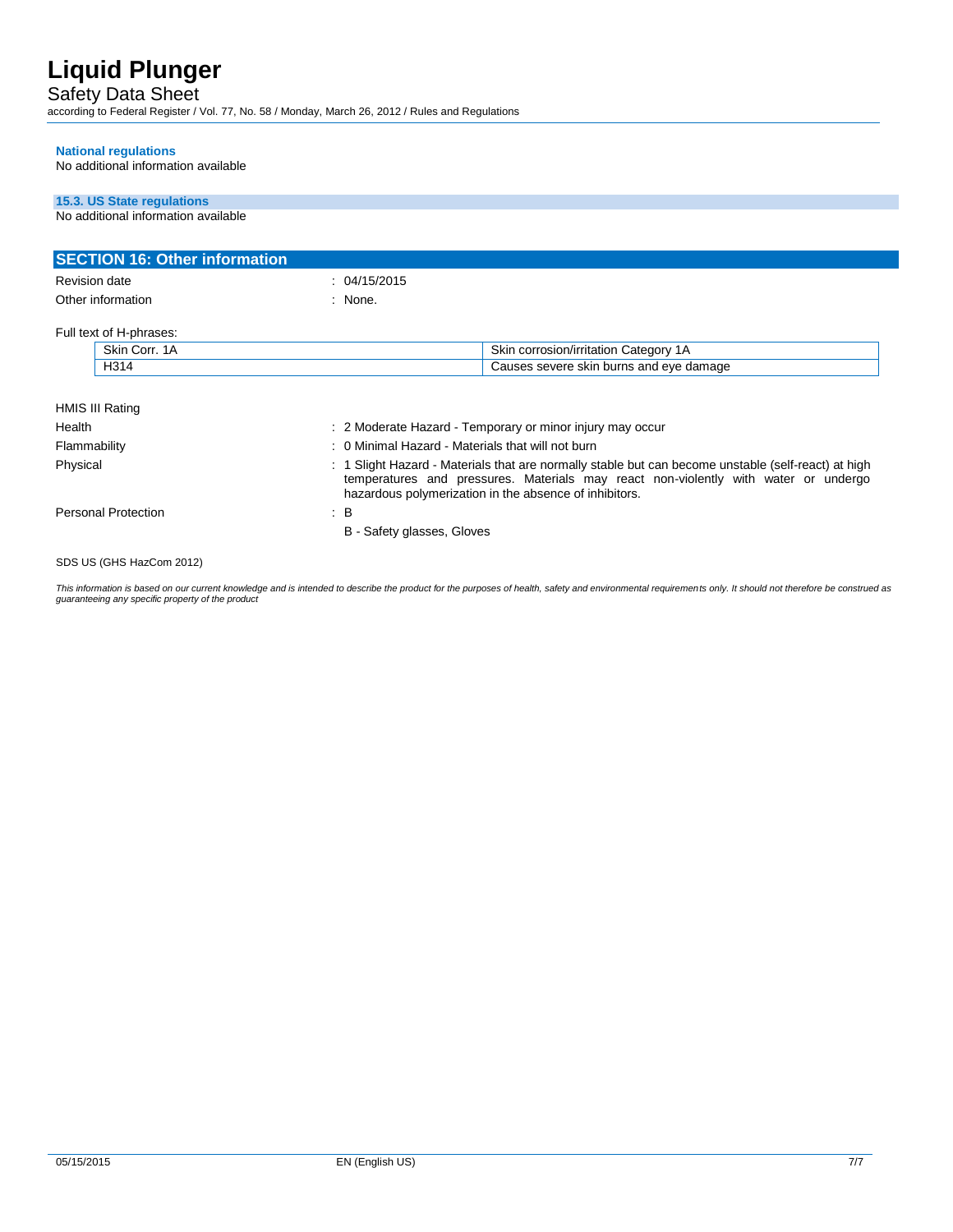#### National regulations

No additional information available

### 15.3. US State regulations

No additional information available

## SECTION 16: Other information

Revision date : 04/15/2015

Other information : None.

Full text of H-phrases:

| | |
|---|---|
| Skin Corr. 1A | Skin corrosion/irritation Category 1A |
| H314 | Causes severe skin burns and eye damage |

HMIS III Rating

Health : 2 Moderate Hazard - Temporary or minor injury may occur

Flammability : 0 Minimal Hazard - Materials that will not burn

Physical : 1 Slight Hazard - Materials that are normally stable but can become unstable (self-react) at high temperatures and pressures. Materials may react non-violently with water or undergo hazardous polymerization in the absence of inhibitors.

Personal Protection : B

B - Safety glasses, Gloves

SDS US (GHS HazCom 2012)

*This information is based on our current knowledge and is intended to describe the product for the purposes of health, safety and environmental requirements only. It should not therefore be construed as guaranteeing any specific property of the product*